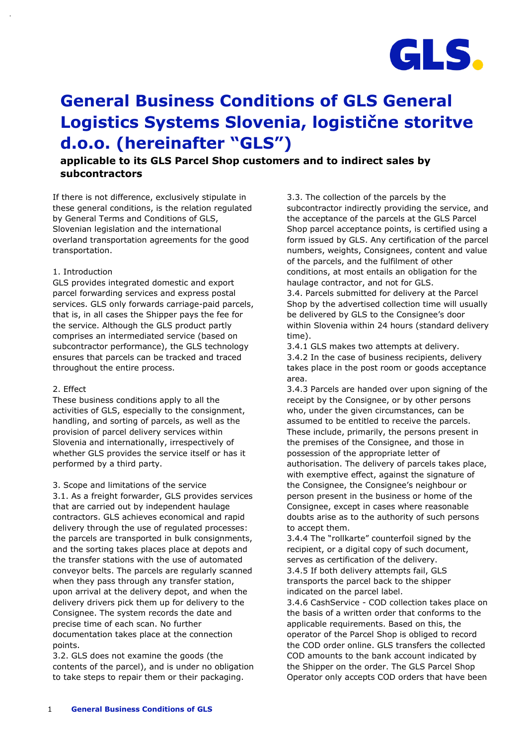# General Business Conditions of GLS General Logistics Systems Slovenia, logistične storitve d.o.o. (hereinafter "GLS")

**applicable to its GLS Parcel Shop customers and to indirect sales by subcontractors**

If there is not difference, exclusively stipulate in these general conditions, is the relation regulated by General Terms and Conditions of GLS, Slovenian legislation and the international overland transportation agreements for the good transportation.

1. Introduction
GLS provides integrated domestic and export parcel forwarding services and express postal services. GLS only forwards carriage-paid parcels, that is, in all cases the Shipper pays the fee for the service. Although the GLS product partly comprises an intermediated service (based on subcontractor performance), the GLS technology ensures that parcels can be tracked and traced throughout the entire process.

2. Effect
These business conditions apply to all the activities of GLS, especially to the consignment, handling, and sorting of parcels, as well as the provision of parcel delivery services within Slovenia and internationally, irrespectively of whether GLS provides the service itself or has it performed by a third party.

3. Scope and limitations of the service
3.1. As a freight forwarder, GLS provides services that are carried out by independent haulage contractors. GLS achieves economical and rapid delivery through the use of regulated processes: the parcels are transported in bulk consignments, and the sorting takes places place at depots and the transfer stations with the use of automated conveyor belts. The parcels are regularly scanned when they pass through any transfer station, upon arrival at the delivery depot, and when the delivery drivers pick them up for delivery to the Consignee. The system records the date and precise time of each scan. No further documentation takes place at the connection points.
3.2. GLS does not examine the goods (the contents of the parcel), and is under no obligation to take steps to repair them or their packaging.
3.3. The collection of the parcels by the subcontractor indirectly providing the service, and the acceptance of the parcels at the GLS Parcel Shop parcel acceptance points, is certified using a form issued by GLS. Any certification of the parcel numbers, weights, Consignees, content and value of the parcels, and the fulfilment of other conditions, at most entails an obligation for the haulage contractor, and not for GLS.
3.4. Parcels submitted for delivery at the Parcel Shop by the advertised collection time will usually be delivered by GLS to the Consignee's door within Slovenia within 24 hours (standard delivery time).
3.4.1 GLS makes two attempts at delivery.
3.4.2 In the case of business recipients, delivery takes place in the post room or goods acceptance area.
3.4.3 Parcels are handed over upon signing of the receipt by the Consignee, or by other persons who, under the given circumstances, can be assumed to be entitled to receive the parcels. These include, primarily, the persons present in the premises of the Consignee, and those in possession of the appropriate letter of authorisation. The delivery of parcels takes place, with exemptive effect, against the signature of the Consignee, the Consignee's neighbour or person present in the business or home of the Consignee, except in cases where reasonable doubts arise as to the authority of such persons to accept them.
3.4.4 The "rollkarte" counterfoil signed by the recipient, or a digital copy of such document, serves as certification of the delivery.
3.4.5 If both delivery attempts fail, GLS transports the parcel back to the shipper indicated on the parcel label.
3.4.6 CashService - COD collection takes place on the basis of a written order that conforms to the applicable requirements. Based on this, the operator of the Parcel Shop is obliged to record the COD order online. GLS transfers the collected COD amounts to the bank account indicated by the Shipper on the order. The GLS Parcel Shop Operator only accepts COD orders that have been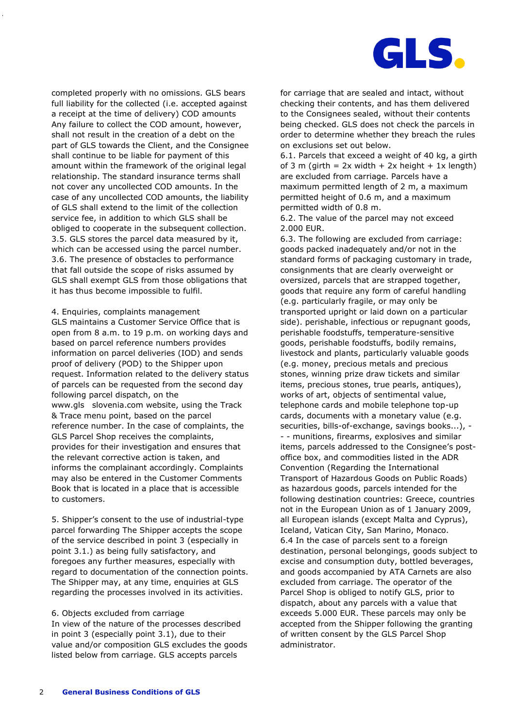completed properly with no omissions. GLS bears full liability for the collected (i.e. accepted against a receipt at the time of delivery) COD amounts Any failure to collect the COD amount, however, shall not result in the creation of a debt on the part of GLS towards the Client, and the Consignee shall continue to be liable for payment of this amount within the framework of the original legal relationship. The standard insurance terms shall not cover any uncollected COD amounts. In the case of any uncollected COD amounts, the liability of GLS shall extend to the limit of the collection service fee, in addition to which GLS shall be obliged to cooperate in the subsequent collection.

3.5. GLS stores the parcel data measured by it, which can be accessed using the parcel number.

3.6. The presence of obstacles to performance that fall outside the scope of risks assumed by GLS shall exempt GLS from those obligations that it has thus become impossible to fulfil.

## 4. Enquiries, complaints management

GLS maintains a Customer Service Office that is open from 8 a.m. to 19 p.m. on working days and based on parcel reference numbers provides information on parcel deliveries (IOD) and sends proof of delivery (POD) to the Shipper upon request. Information related to the delivery status of parcels can be requested from the second day following parcel dispatch, on the www.gls slovenia.com website, using the Track & Trace menu point, based on the parcel reference number. In the case of complaints, the GLS Parcel Shop receives the complaints, provides for their investigation and ensures that the relevant corrective action is taken, and informs the complainant accordingly. Complaints may also be entered in the Customer Comments Book that is located in a place that is accessible to customers.

## 5. Shipper's consent to the use of industrial-type parcel forwarding

The Shipper accepts the scope of the service described in point 3 (especially in point 3.1.) as being fully satisfactory, and foregoes any further measures, especially with regard to documentation of the connection points. The Shipper may, at any time, enquiries at GLS regarding the processes involved in its activities.

## 6. Objects excluded from carriage

In view of the nature of the processes described in point 3 (especially point 3.1), due to their value and/or composition GLS excludes the goods listed below from carriage. GLS accepts parcels for carriage that are sealed and intact, without checking their contents, and has them delivered to the Consignees sealed, without their contents being checked. GLS does not check the parcels in order to determine whether they breach the rules on exclusions set out below.

6.1. Parcels that exceed a weight of 40 kg, a girth of 3 m (girth = 2x width + 2x height + 1x length) are excluded from carriage. Parcels have a maximum permitted length of 2 m, a maximum permitted height of 0.6 m, and a maximum permitted width of 0.8 m.

6.2. The value of the parcel may not exceed 2.000 EUR.

6.3. The following are excluded from carriage: goods packed inadequately and/or not in the standard forms of packaging customary in trade, consignments that are clearly overweight or oversized, parcels that are strapped together, goods that require any form of careful handling (e.g. particularly fragile, or may only be transported upright or laid down on a particular side). perishable, infectious or repugnant goods, perishable foodstuffs, temperature-sensitive goods, perishable foodstuffs, bodily remains, livestock and plants, particularly valuable goods (e.g. money, precious metals and precious stones, winning prize draw tickets and similar items, precious stones, true pearls, antiques), works of art, objects of sentimental value, telephone cards and mobile telephone top-up cards, documents with a monetary value (e.g. securities, bills-of-exchange, savings books...), - - - munitions, firearms, explosives and similar items, parcels addressed to the Consignee's post-office box, and commodities listed in the ADR Convention (Regarding the International Transport of Hazardous Goods on Public Roads) as hazardous goods, parcels intended for the following destination countries: Greece, countries not in the European Union as of 1 January 2009, all European islands (except Malta and Cyprus), Iceland, Vatican City, San Marino, Monaco.

6.4 In the case of parcels sent to a foreign destination, personal belongings, goods subject to excise and consumption duty, bottled beverages, and goods accompanied by ATA Carnets are also excluded from carriage. The operator of the Parcel Shop is obliged to notify GLS, prior to dispatch, about any parcels with a value that exceeds 5.000 EUR. These parcels may only be accepted from the Shipper following the granting of written consent by the GLS Parcel Shop administrator.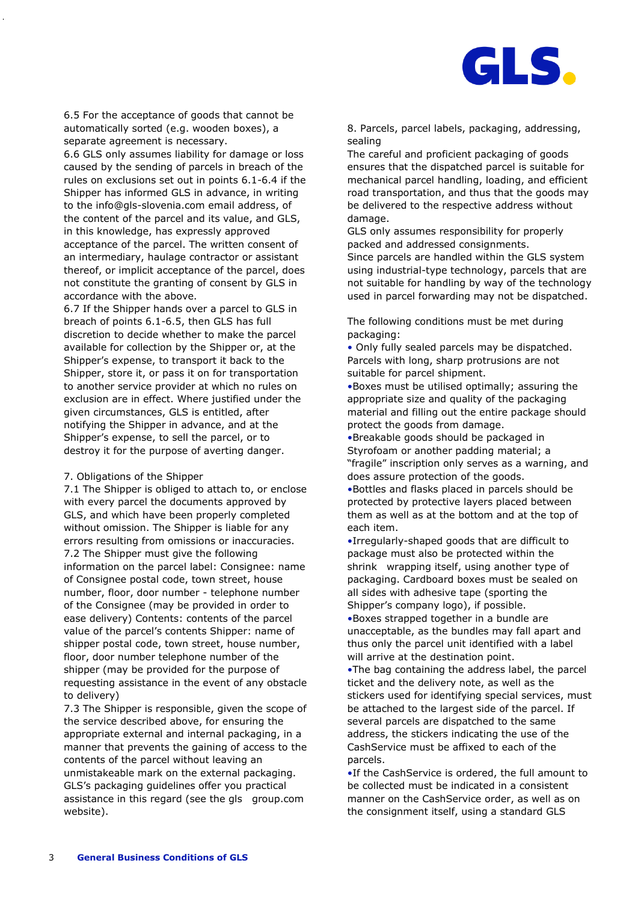6.5 For the acceptance of goods that cannot be automatically sorted (e.g. wooden boxes), a separate agreement is necessary.

6.6 GLS only assumes liability for damage or loss caused by the sending of parcels in breach of the rules on exclusions set out in points 6.1-6.4 if the Shipper has informed GLS in advance, in writing to the info@gls-slovenia.com email address, of the content of the parcel and its value, and GLS, in this knowledge, has expressly approved acceptance of the parcel. The written consent of an intermediary, haulage contractor or assistant thereof, or implicit acceptance of the parcel, does not constitute the granting of consent by GLS in accordance with the above.

6.7 If the Shipper hands over a parcel to GLS in breach of points 6.1-6.5, then GLS has full discretion to decide whether to make the parcel available for collection by the Shipper or, at the Shipper's expense, to transport it back to the Shipper, store it, or pass it on for transportation to another service provider at which no rules on exclusion are in effect. Where justified under the given circumstances, GLS is entitled, after notifying the Shipper in advance, and at the Shipper's expense, to sell the parcel, or to destroy it for the purpose of averting danger.

## 7. Obligations of the Shipper

7.1 The Shipper is obliged to attach to, or enclose with every parcel the documents approved by GLS, and which have been properly completed without omission. The Shipper is liable for any errors resulting from omissions or inaccuracies.

7.2 The Shipper must give the following information on the parcel label: Consignee: name of Consignee postal code, town street, house number, floor, door number - telephone number of the Consignee (may be provided in order to ease delivery) Contents: contents of the parcel value of the parcel's contents Shipper: name of shipper postal code, town street, house number, floor, door number telephone number of the shipper (may be provided for the purpose of requesting assistance in the event of any obstacle to delivery)

7.3 The Shipper is responsible, given the scope of the service described above, for ensuring the appropriate external and internal packaging, in a manner that prevents the gaining of access to the contents of the parcel without leaving an unmistakeable mark on the external packaging. GLS's packaging guidelines offer you practical assistance in this regard (see the gls group.com website).

## 8. Parcels, parcel labels, packaging, addressing, sealing

The careful and proficient packaging of goods ensures that the dispatched parcel is suitable for mechanical parcel handling, loading, and efficient road transportation, and thus that the goods may be delivered to the respective address without damage.

GLS only assumes responsibility for properly packed and addressed consignments.

Since parcels are handled within the GLS system using industrial-type technology, parcels that are not suitable for handling by way of the technology used in parcel forwarding may not be dispatched.

The following conditions must be met during packaging:

- Only fully sealed parcels may be dispatched. Parcels with long, sharp protrusions are not suitable for parcel shipment.
- Boxes must be utilised optimally; assuring the appropriate size and quality of the packaging material and filling out the entire package should protect the goods from damage.
- Breakable goods should be packaged in Styrofoam or another padding material; a “fragile” inscription only serves as a warning, and does assure protection of the goods.
- Bottles and flasks placed in parcels should be protected by protective layers placed between them as well as at the bottom and at the top of each item.
- Irregularly-shaped goods that are difficult to package must also be protected within the shrink wrapping itself, using another type of packaging. Cardboard boxes must be sealed on all sides with adhesive tape (sporting the Shipper's company logo), if possible.
- Boxes strapped together in a bundle are unacceptable, as the bundles may fall apart and thus only the parcel unit identified with a label will arrive at the destination point.
- The bag containing the address label, the parcel ticket and the delivery note, as well as the stickers used for identifying special services, must be attached to the largest side of the parcel. If several parcels are dispatched to the same address, the stickers indicating the use of the CashService must be affixed to each of the parcels.
- If the CashService is ordered, the full amount to be collected must be indicated in a consistent manner on the CashService order, as well as on the consignment itself, using a standard GLS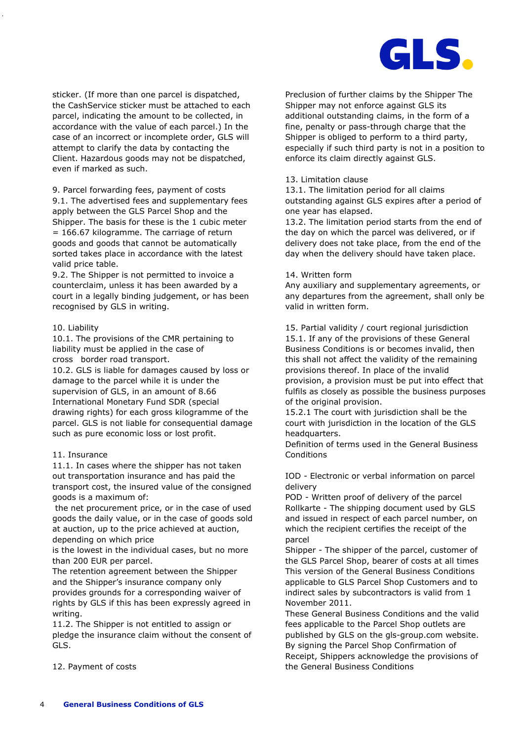sticker. (If more than one parcel is dispatched, the CashService sticker must be attached to each parcel, indicating the amount to be collected, in accordance with the value of each parcel.) In the case of an incorrect or incomplete order, GLS will attempt to clarify the data by contacting the Client. Hazardous goods may not be dispatched, even if marked as such.

9. Parcel forwarding fees, payment of costs
9.1. The advertised fees and supplementary fees apply between the GLS Parcel Shop and the Shipper. The basis for these is the 1 cubic meter = 166.67 kilogramme. The carriage of return goods and goods that cannot be automatically sorted takes place in accordance with the latest valid price table.
9.2. The Shipper is not permitted to invoice a counterclaim, unless it has been awarded by a court in a legally binding judgement, or has been recognised by GLS in writing.

10. Liability
10.1. The provisions of the CMR pertaining to liability must be applied in the case of cross border road transport.
10.2. GLS is liable for damages caused by loss or damage to the parcel while it is under the supervision of GLS, in an amount of 8.66 International Monetary Fund SDR (special drawing rights) for each gross kilogramme of the parcel. GLS is not liable for consequential damage such as pure economic loss or lost profit.

11. Insurance
11.1. In cases where the shipper has not taken out transportation insurance and has paid the transport cost, the insured value of the consigned goods is a maximum of:
the net procurement price, or in the case of used goods the daily value, or in the case of goods sold at auction, up to the price achieved at auction, depending on which price
is the lowest in the individual cases, but no more than 200 EUR per parcel.
The retention agreement between the Shipper and the Shipper's insurance company only provides grounds for a corresponding waiver of rights by GLS if this has been expressly agreed in writing.
11.2. The Shipper is not entitled to assign or pledge the insurance claim without the consent of GLS.

12. Payment of costs

Preclusion of further claims by the Shipper The Shipper may not enforce against GLS its additional outstanding claims, in the form of a fine, penalty or pass-through charge that the Shipper is obliged to perform to a third party, especially if such third party is not in a position to enforce its claim directly against GLS.

13. Limitation clause
13.1. The limitation period for all claims outstanding against GLS expires after a period of one year has elapsed.
13.2. The limitation period starts from the end of the day on which the parcel was delivered, or if delivery does not take place, from the end of the day when the delivery should have taken place.

14. Written form
Any auxiliary and supplementary agreements, or any departures from the agreement, shall only be valid in written form.

15. Partial validity / court regional jurisdiction
15.1. If any of the provisions of these General Business Conditions is or becomes invalid, then this shall not affect the validity of the remaining provisions thereof. In place of the invalid provision, a provision must be put into effect that fulfils as closely as possible the business purposes of the original provision.
15.2.1 The court with jurisdiction shall be the court with jurisdiction in the location of the GLS headquarters.
Definition of terms used in the General Business Conditions

IOD - Electronic or verbal information on parcel delivery
POD - Written proof of delivery of the parcel
Rollkarte - The shipping document used by GLS and issued in respect of each parcel number, on which the recipient certifies the receipt of the parcel
Shipper - The shipper of the parcel, customer of the GLS Parcel Shop, bearer of costs at all times
This version of the General Business Conditions applicable to GLS Parcel Shop Customers and to indirect sales by subcontractors is valid from 1 November 2011.
These General Business Conditions and the valid fees applicable to the Parcel Shop outlets are published by GLS on the gls-group.com website.
By signing the Parcel Shop Confirmation of Receipt, Shippers acknowledge the provisions of the General Business Conditions